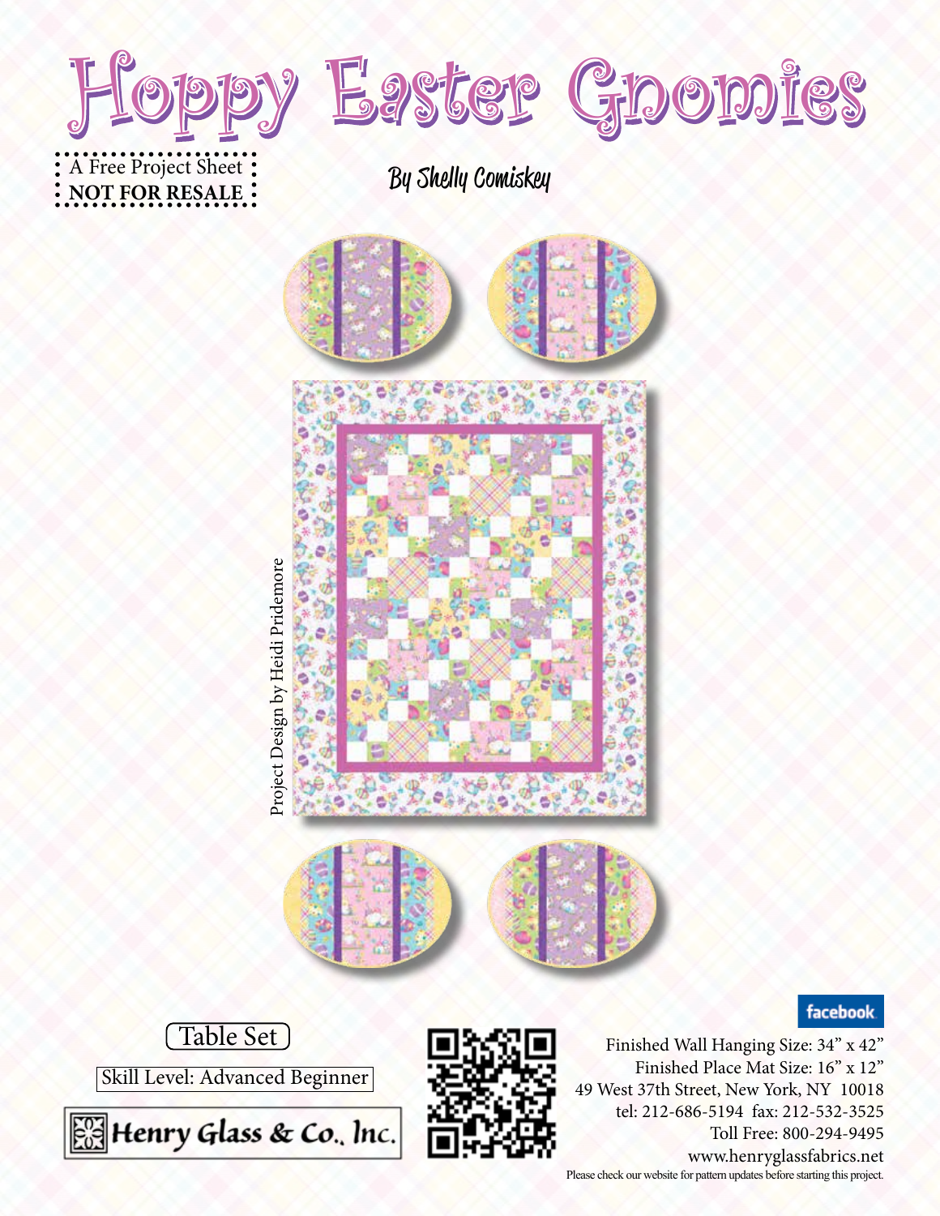# Hoppy Easter Gnomies

A Free Project Sheet
**NOT FOR RESALE**

By Shelly Comiskey

Project Design by Heidi Pridemore

Table Set

Skill Level: Advanced Beginner

Henry Glass & Co., Inc.

facebook

Finished Wall Hanging Size: 34" x 42"
Finished Place Mat Size: 16" x 12"
49 West 37th Street, New York, NY 10018
tel: 212-686-5194 fax: 212-532-3525
Toll Free: 800-294-9495
www.henryglassfabrics.net
Please check our website for pattern updates before starting this project.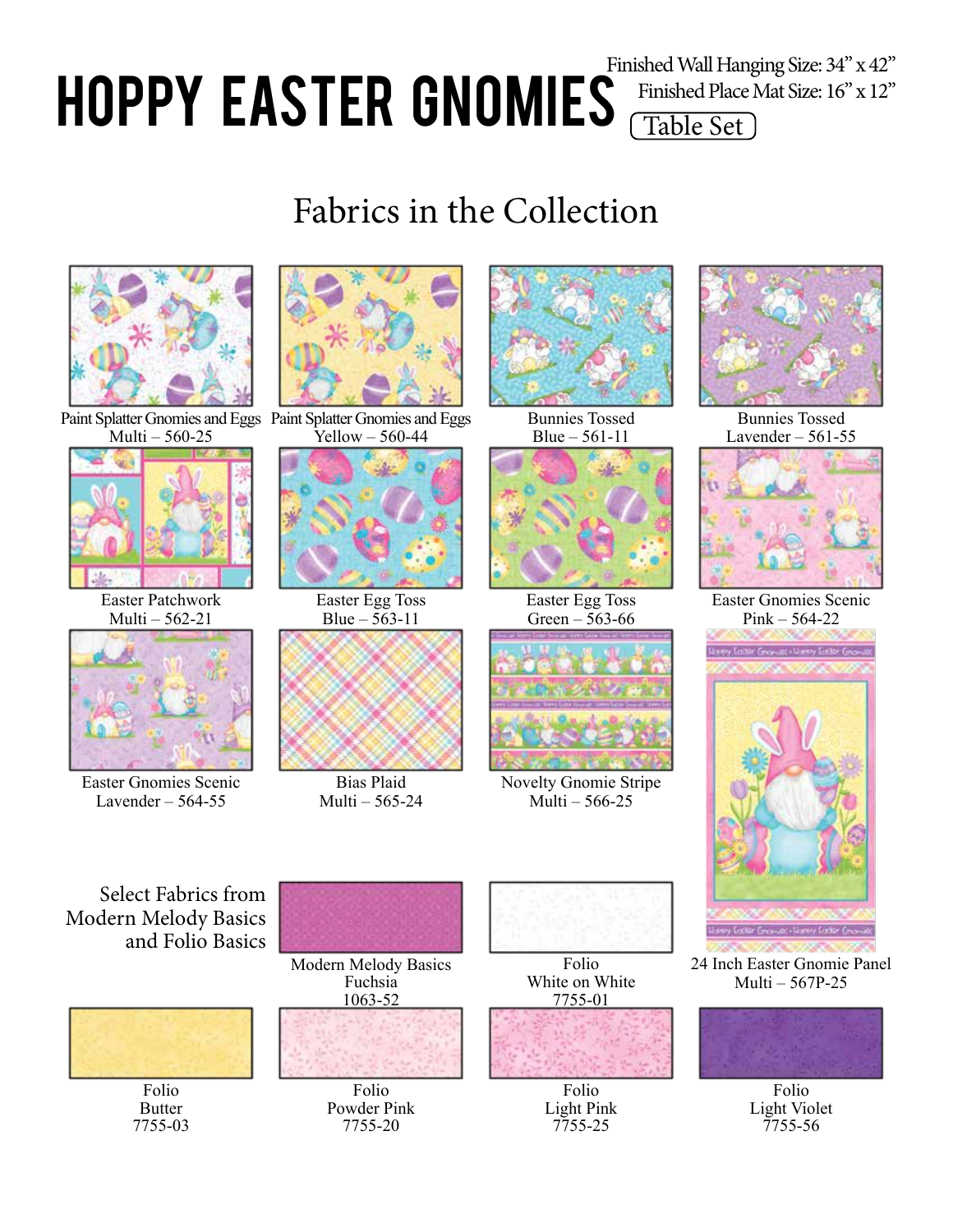# HOPPY EASTER GNOMIES

Finished Wall Hanging Size: 34" x 42"
Finished Place Mat Size: 16" x 12"
Table Set

## Fabrics in the Collection

Paint Splatter Gnomies and Eggs
Multi – 560-25

Paint Splatter Gnomies and Eggs
Yellow – 560-44

Bunnies Tossed
Blue – 561-11

Bunnies Tossed
Lavender – 561-55

Easter Patchwork
Multi – 562-21

Easter Egg Toss
Blue – 563-11

Easter Egg Toss
Green – 563-66

Easter Gnomies Scenic
Pink – 564-22

Easter Gnomies Scenic
Lavender – 564-55

Bias Plaid
Multi – 565-24

Novelty Gnomie Stripe
Multi – 566-25

24 Inch Easter Gnomie Panel
Multi – 567P-25

Select Fabrics from Modern Melody Basics and Folio Basics

Modern Melody Basics
Fuchsia
1063-52

Folio
White on White
7755-01

Folio
Butter
7755-03

Folio
Powder Pink
7755-20

Folio
Light Pink
7755-25

Folio
Light Violet
7755-56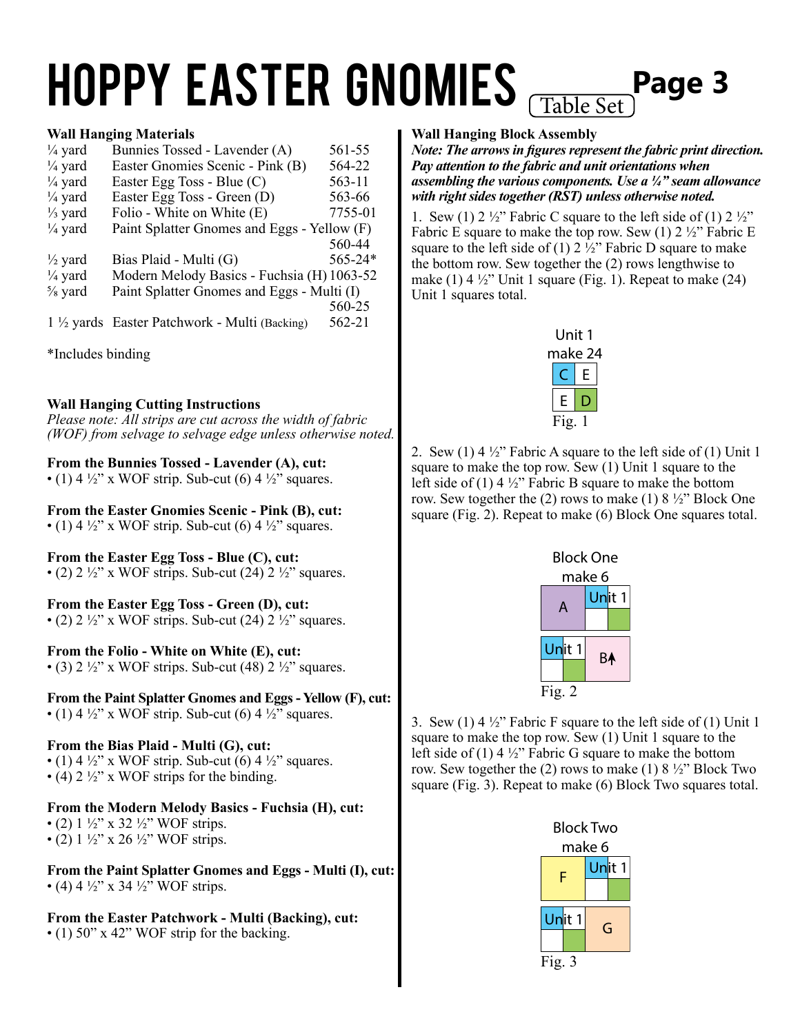# HOPPY EASTER GNOMIES Table Set **Page 3**

**Wall Hanging Materials**

| | | |
|---|---|---|
| ¼ yard | Bunnies Tossed - Lavender (A) | 561-55 |
| ¼ yard | Easter Gnomies Scenic - Pink (B) | 564-22 |
| ¼ yard | Easter Egg Toss - Blue (C) | 563-11 |
| ¼ yard | Easter Egg Toss - Green (D) | 563-66 |
| ⅓ yard | Folio - White on White (E) | 7755-01 |
| ¼ yard | Paint Splatter Gnomes and Eggs - Yellow (F) | 560-44 |
| ½ yard | Bias Plaid - Multi (G) | 565-24* |
| ¼ yard | Modern Melody Basics - Fuchsia (H) | 1063-52 |
| ⅝ yard | Paint Splatter Gnomes and Eggs - Multi (I) | 560-25 |
| 1 ½ yards | Easter Patchwork - Multi (Backing) | 562-21 |

*Includes binding

**Wall Hanging Cutting Instructions**

*Please note: All strips are cut across the width of fabric (WOF) from selvage to selvage edge unless otherwise noted.*

**From the Bunnies Tossed - Lavender (A), cut:**
- (1) 4 ½" x WOF strip. Sub-cut (6) 4 ½" squares.

**From the Easter Gnomies Scenic - Pink (B), cut:**
- (1) 4 ½" x WOF strip. Sub-cut (6) 4 ½" squares.

**From the Easter Egg Toss - Blue (C), cut:**
- (2) 2 ½" x WOF strips. Sub-cut (24) 2 ½" squares.

**From the Easter Egg Toss - Green (D), cut:**
- (2) 2 ½" x WOF strips. Sub-cut (24) 2 ½" squares.

**From the Folio - White on White (E), cut:**
- (3) 2 ½" x WOF strips. Sub-cut (48) 2 ½" squares.

**From the Paint Splatter Gnomes and Eggs - Yellow (F), cut:**
- (1) 4 ½" x WOF strip. Sub-cut (6) 4 ½" squares.

**From the Bias Plaid - Multi (G), cut:**
- (1) 4 ½" x WOF strip. Sub-cut (6) 4 ½" squares.
- (4) 2 ½" x WOF strips for the binding.

**From the Modern Melody Basics - Fuchsia (H), cut:**
- (2) 1 ½" x 32 ½" WOF strips.
- (2) 1 ½" x 26 ½" WOF strips.

**From the Paint Splatter Gnomes and Eggs - Multi (I), cut:**
- (4) 4 ½" x 34 ½" WOF strips.

**From the Easter Patchwork - Multi (Backing), cut:**
- (1) 50" x 42" WOF strip for the backing.

**Wall Hanging Block Assembly**

***Note: The arrows in figures represent the fabric print direction. Pay attention to the fabric and unit orientations when assembling the various components. Use a ¼" seam allowance with right sides together (RST) unless otherwise noted.***

1. Sew (1) 2 ½" Fabric C square to the left side of (1) 2 ½" Fabric E square to make the top row. Sew (1) 2 ½" Fabric E square to the left side of (1) 2 ½" Fabric D square to make the bottom row. Sew together the (2) rows lengthwise to make (1) 4 ½" Unit 1 square (Fig. 1). Repeat to make (24) Unit 1 squares total.

Unit 1
make 24
C E
E D
Fig. 1

2. Sew (1) 4 ½" Fabric A square to the left side of (1) Unit 1 square to make the top row. Sew (1) Unit 1 square to the left side of (1) 4 ½" Fabric B square to make the bottom row. Sew together the (2) rows to make (1) 8 ½" Block One square (Fig. 2). Repeat to make (6) Block One squares total.

Block One
make 6
A Unit 1
Unit 1 B
Fig. 2

3. Sew (1) 4 ½" Fabric F square to the left side of (1) Unit 1 square to make the top row. Sew (1) Unit 1 square to the left side of (1) 4 ½" Fabric G square to make the bottom row. Sew together the (2) rows to make (1) 8 ½" Block Two square (Fig. 3). Repeat to make (6) Block Two squares total.

Block Two
make 6
F Unit 1
Unit 1 G
Fig. 3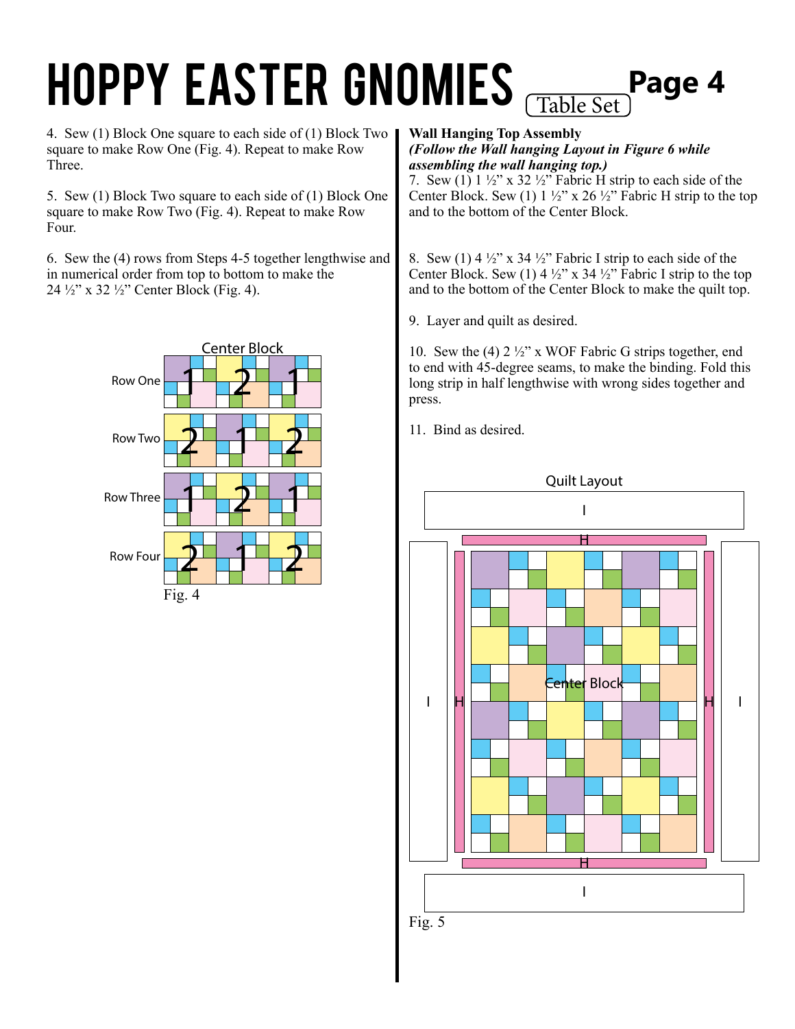# HOPPY EASTER GNOMIES Table Set

4. Sew (1) Block One square to each side of (1) Block Two square to make Row One (Fig. 4). Repeat to make Row Three.

5. Sew (1) Block Two square to each side of (1) Block One square to make Row Two (Fig. 4). Repeat to make Row Four.

6. Sew the (4) rows from Steps 4-5 together lengthwise and in numerical order from top to bottom to make the 24 ½" x 32 ½" Center Block (Fig. 4).

Center Block

Row One 1 2 1

Row Two 2 1 2

Row Three 1 2 1

Row Four 2 1 2

Fig. 4

**Wall Hanging Top Assembly**

***(Follow the Wall hanging Layout in Figure 6 while assembling the wall hanging top.)***

7. Sew (1) 1 ½" x 32 ½" Fabric H strip to each side of the Center Block. Sew (1) 1 ½" x 26 ½" Fabric H strip to the top and to the bottom of the Center Block.

8. Sew (1) 4 ½" x 34 ½" Fabric I strip to each side of the Center Block. Sew (1) 4 ½" x 34 ½" Fabric I strip to the top and to the bottom of the Center Block to make the quilt top.

9. Layer and quilt as desired.

10. Sew the (4) 2 ½" x WOF Fabric G strips together, end to end with 45-degree seams, to make the binding. Fold this long strip in half lengthwise with wrong sides together and press.

11. Bind as desired.

Quilt Layout

I

H

I H Center Block H I

H

I

Fig. 5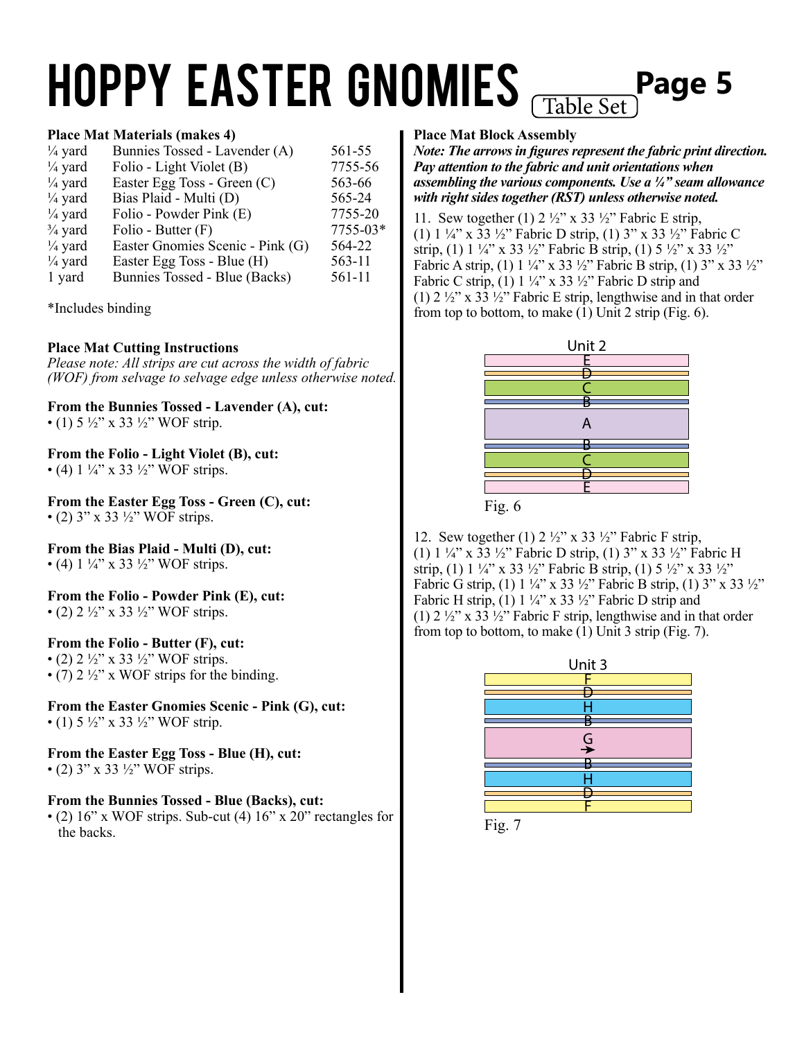# HOPPY EASTER GNOMIES

Table Set

**Page 5**

**Place Mat Materials (makes 4)**

| | | |
|---|---|---|
| ¼ yard | Bunnies Tossed - Lavender (A) | 561-55 |
| ¼ yard | Folio - Light Violet (B) | 7755-56 |
| ¼ yard | Easter Egg Toss - Green (C) | 563-66 |
| ¼ yard | Bias Plaid - Multi (D) | 565-24 |
| ¼ yard | Folio - Powder Pink (E) | 7755-20 |
| ¾ yard | Folio - Butter (F) | 7755-03* |
| ¼ yard | Easter Gnomies Scenic - Pink (G) | 564-22 |
| ¼ yard | Easter Egg Toss - Blue (H) | 563-11 |
| 1 yard | Bunnies Tossed - Blue (Backs) | 561-11 |

*Includes binding

**Place Mat Cutting Instructions**

*Please note: All strips are cut across the width of fabric (WOF) from selvage to selvage edge unless otherwise noted.*

**From the Bunnies Tossed - Lavender (A), cut:**
- (1) 5 ½" x 33 ½" WOF strip.

**From the Folio - Light Violet (B), cut:**
- (4) 1 ¼" x 33 ½" WOF strips.

**From the Easter Egg Toss - Green (C), cut:**
- (2) 3" x 33 ½" WOF strips.

**From the Bias Plaid - Multi (D), cut:**
- (4) 1 ¼" x 33 ½" WOF strips.

**From the Folio - Powder Pink (E), cut:**
- (2) 2 ½" x 33 ½" WOF strips.

**From the Folio - Butter (F), cut:**
- (2) 2 ½" x 33 ½" WOF strips.
- (7) 2 ½" x WOF strips for the binding.

**From the Easter Gnomies Scenic - Pink (G), cut:**
- (1) 5 ½" x 33 ½" WOF strip.

**From the Easter Egg Toss - Blue (H), cut:**
- (2) 3" x 33 ½" WOF strips.

**From the Bunnies Tossed - Blue (Backs), cut:**
- (2) 16" x WOF strips. Sub-cut (4) 16" x 20" rectangles for the backs.

**Place Mat Block Assembly**

***Note: The arrows in figures represent the fabric print direction. Pay attention to the fabric and unit orientations when assembling the various components. Use a ¼" seam allowance with right sides together (RST) unless otherwise noted.***

11. Sew together (1) 2 ½" x 33 ½" Fabric E strip, (1) 1 ¼" x 33 ½" Fabric D strip, (1) 3" x 33 ½" Fabric C strip, (1) 1 ¼" x 33 ½" Fabric B strip, (1) 5 ½" x 33 ½" Fabric A strip, (1) 1 ¼" x 33 ½" Fabric B strip, (1) 3" x 33 ½" Fabric C strip, (1) 1 ¼" x 33 ½" Fabric D strip and (1) 2 ½" x 33 ½" Fabric E strip, lengthwise and in that order from top to bottom, to make (1) Unit 2 strip (Fig. 6).

Unit 2

E
D
C
B
A
B
C
D
E

Fig. 6

12. Sew together (1) 2 ½" x 33 ½" Fabric F strip, (1) 1 ¼" x 33 ½" Fabric D strip, (1) 3" x 33 ½" Fabric H strip, (1) 1 ¼" x 33 ½" Fabric B strip, (1) 5 ½" x 33 ½" Fabric G strip, (1) 1 ¼" x 33 ½" Fabric B strip, (1) 3" x 33 ½" Fabric H strip, (1) 1 ¼" x 33 ½" Fabric D strip and (1) 2 ½" x 33 ½" Fabric F strip, lengthwise and in that order from top to bottom, to make (1) Unit 3 strip (Fig. 7).

Unit 3

F
D
H
B
G
B
H
D
F

Fig. 7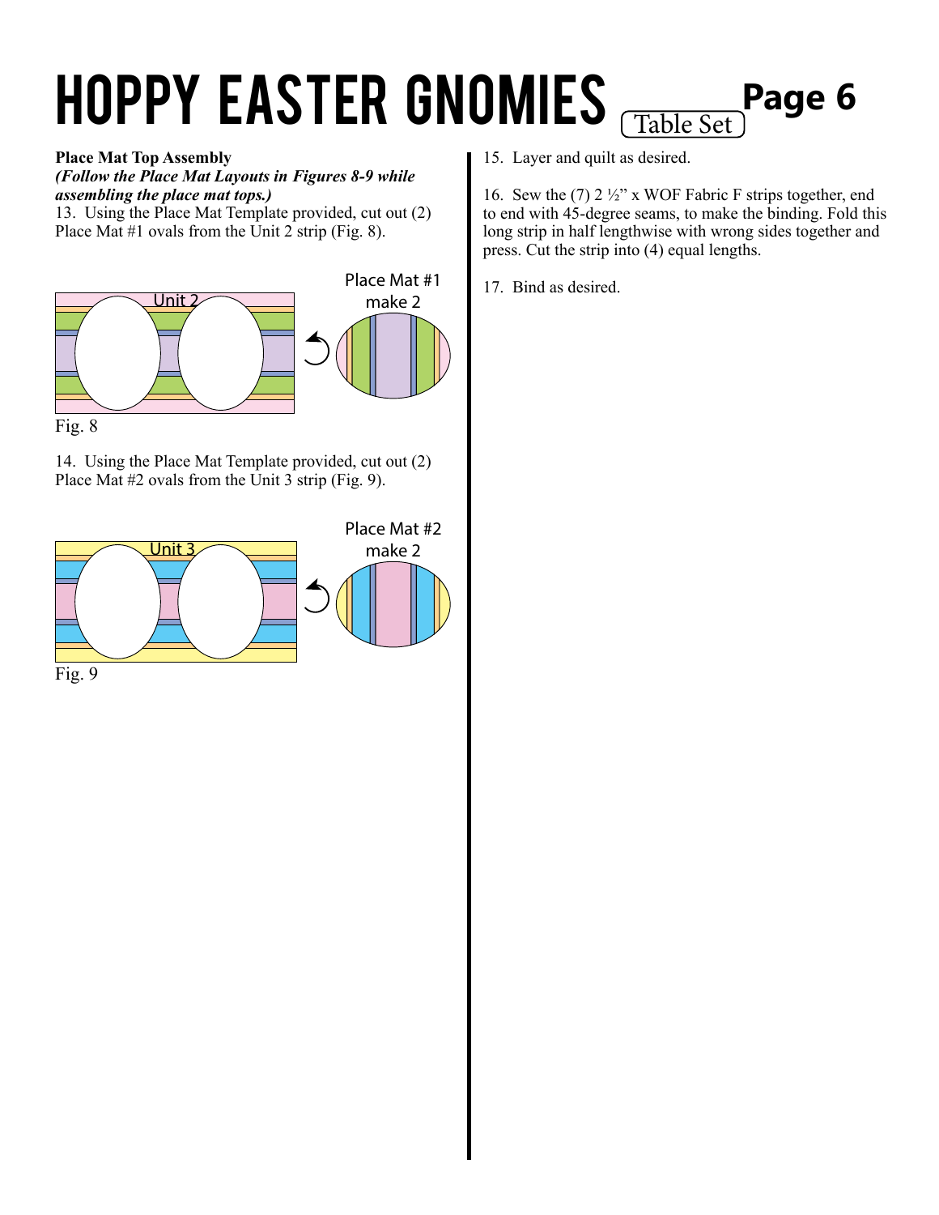**Place Mat Top Assembly**

***(Follow the Place Mat Layouts in Figures 8-9 while assembling the place mat tops.)***

13. Using the Place Mat Template provided, cut out (2) Place Mat #1 ovals from the Unit 2 strip (Fig. 8).

Unit 2

Place Mat #1
make 2

Fig. 8

14. Using the Place Mat Template provided, cut out (2) Place Mat #2 ovals from the Unit 3 strip (Fig. 9).

Unit 3

Place Mat #2
make 2

Fig. 9

15. Layer and quilt as desired.

16. Sew the (7) 2 ½" x WOF Fabric F strips together, end to end with 45-degree seams, to make the binding. Fold this long strip in half lengthwise with wrong sides together and press. Cut the strip into (4) equal lengths.

17. Bind as desired.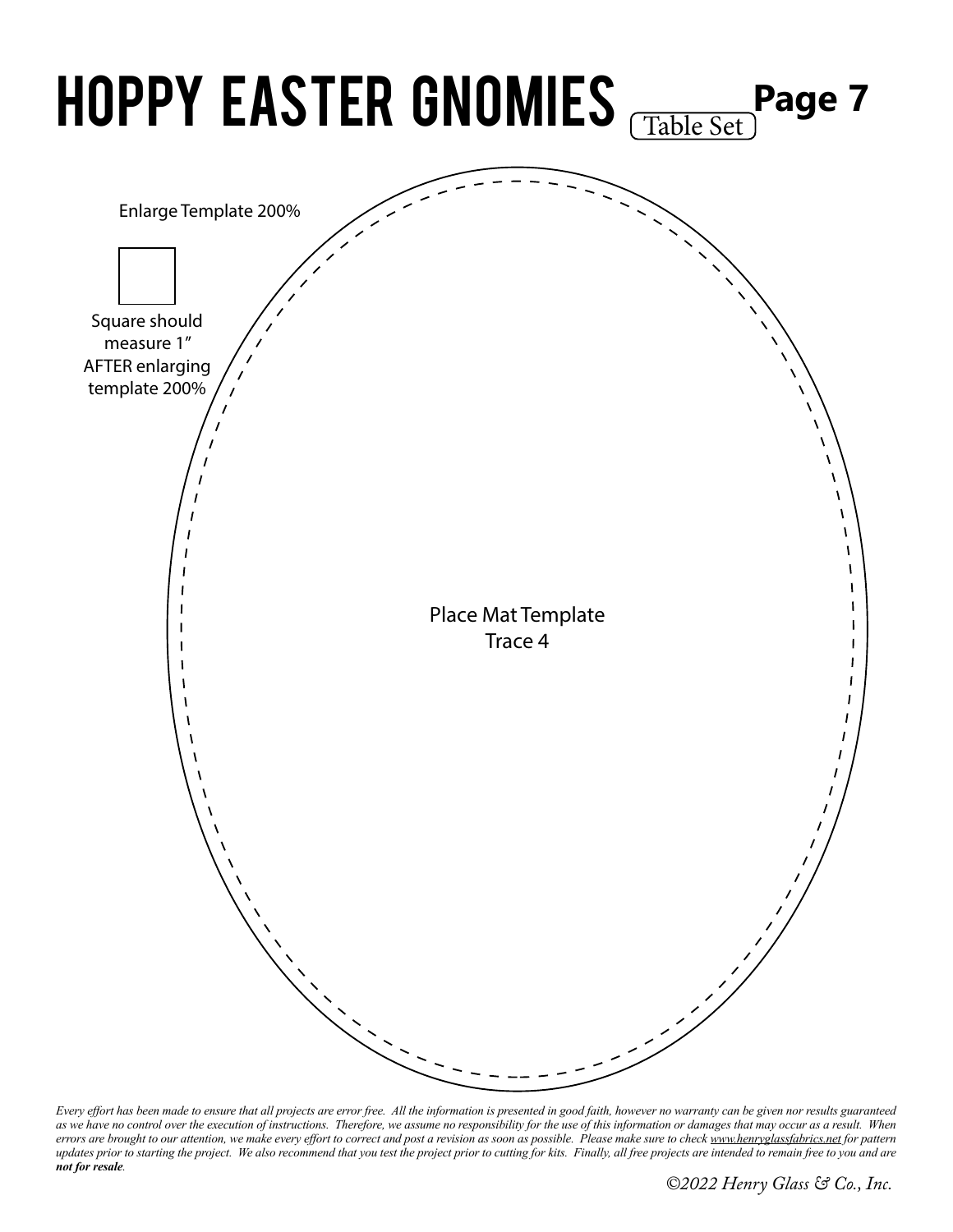# HOPPY EASTER GNOMIES

Table Set

**Page 7**

Enlarge Template 200%

Square should measure 1" AFTER enlarging template 200%

Place Mat Template
Trace 4

*Every effort has been made to ensure that all projects are error free. All the information is presented in good faith, however no warranty can be given nor results guaranteed as we have no control over the execution of instructions. Therefore, we assume no responsibility for the use of this information or damages that may occur as a result. When errors are brought to our attention, we make every effort to correct and post a revision as soon as possible. Please make sure to check www.henryglassfabrics.net for pattern updates prior to starting the project. We also recommend that you test the project prior to cutting for kits. Finally, all free projects are intended to remain free to you and are **not for resale**.*

*©2022 Henry Glass & Co., Inc.*